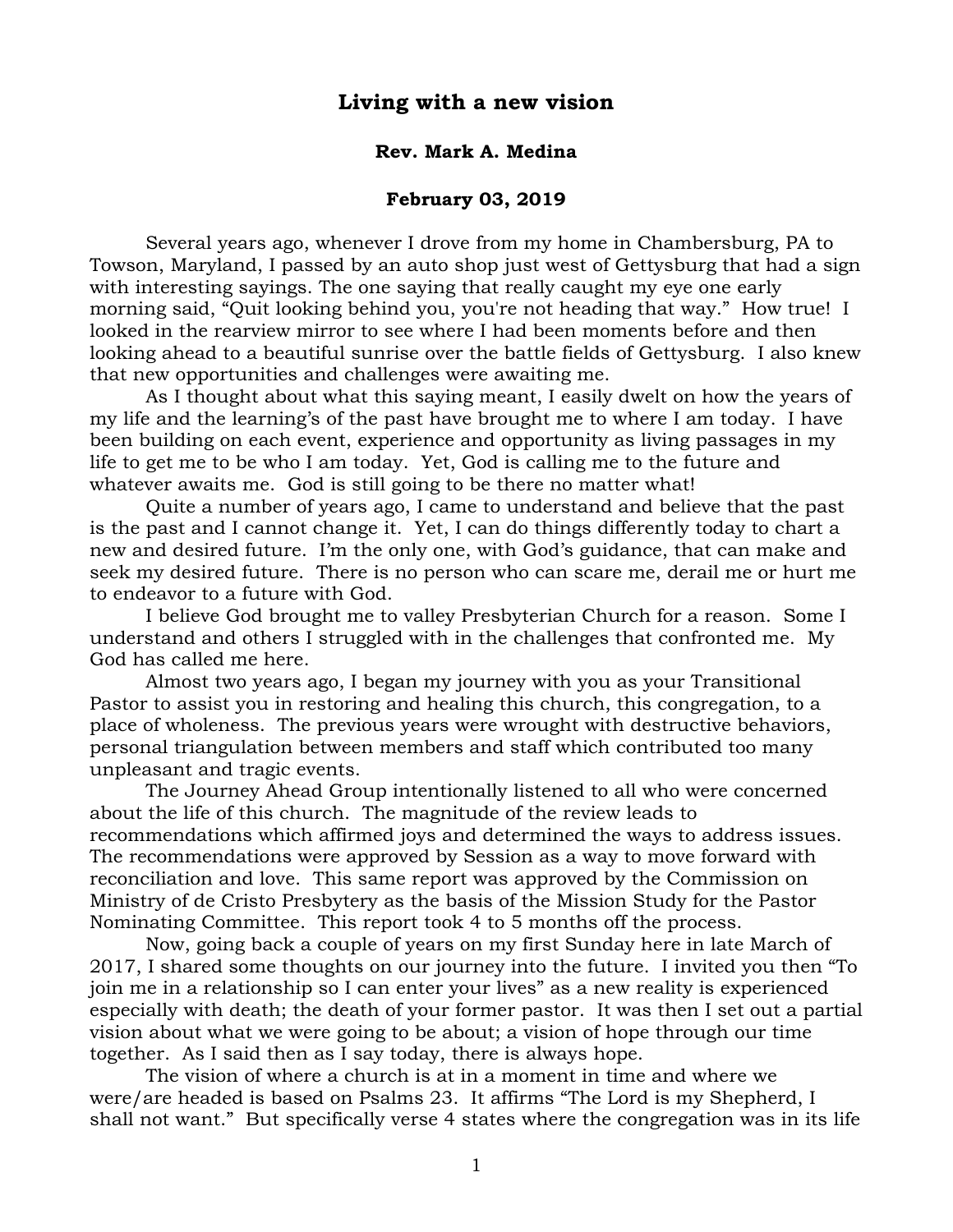# Living with a new vision

**Rev. Mark A. Medina**

**February 03, 2019**

Several years ago, whenever I drove from my home in Chambersburg, PA to Towson, Maryland, I passed by an auto shop just west of Gettysburg that had a sign with interesting sayings. The one saying that really caught my eye one early morning said, "Quit looking behind you, you're not heading that way." How true! I looked in the rearview mirror to see where I had been moments before and then looking ahead to a beautiful sunrise over the battle fields of Gettysburg. I also knew that new opportunities and challenges were awaiting me.

As I thought about what this saying meant, I easily dwelt on how the years of my life and the learning's of the past have brought me to where I am today. I have been building on each event, experience and opportunity as living passages in my life to get me to be who I am today. Yet, God is calling me to the future and whatever awaits me. God is still going to be there no matter what!

Quite a number of years ago, I came to understand and believe that the past is the past and I cannot change it. Yet, I can do things differently today to chart a new and desired future. I'm the only one, with God's guidance, that can make and seek my desired future. There is no person who can scare me, derail me or hurt me to endeavor to a future with God.

I believe God brought me to valley Presbyterian Church for a reason. Some I understand and others I struggled with in the challenges that confronted me. My God has called me here.

Almost two years ago, I began my journey with you as your Transitional Pastor to assist you in restoring and healing this church, this congregation, to a place of wholeness. The previous years were wrought with destructive behaviors, personal triangulation between members and staff which contributed too many unpleasant and tragic events.

The Journey Ahead Group intentionally listened to all who were concerned about the life of this church. The magnitude of the review leads to recommendations which affirmed joys and determined the ways to address issues. The recommendations were approved by Session as a way to move forward with reconciliation and love. This same report was approved by the Commission on Ministry of de Cristo Presbytery as the basis of the Mission Study for the Pastor Nominating Committee. This report took 4 to 5 months off the process.

Now, going back a couple of years on my first Sunday here in late March of 2017, I shared some thoughts on our journey into the future. I invited you then "To join me in a relationship so I can enter your lives" as a new reality is experienced especially with death; the death of your former pastor. It was then I set out a partial vision about what we were going to be about; a vision of hope through our time together. As I said then as I say today, there is always hope.

The vision of where a church is at in a moment in time and where we were/are headed is based on Psalms 23. It affirms "The Lord is my Shepherd, I shall not want." But specifically verse 4 states where the congregation was in its life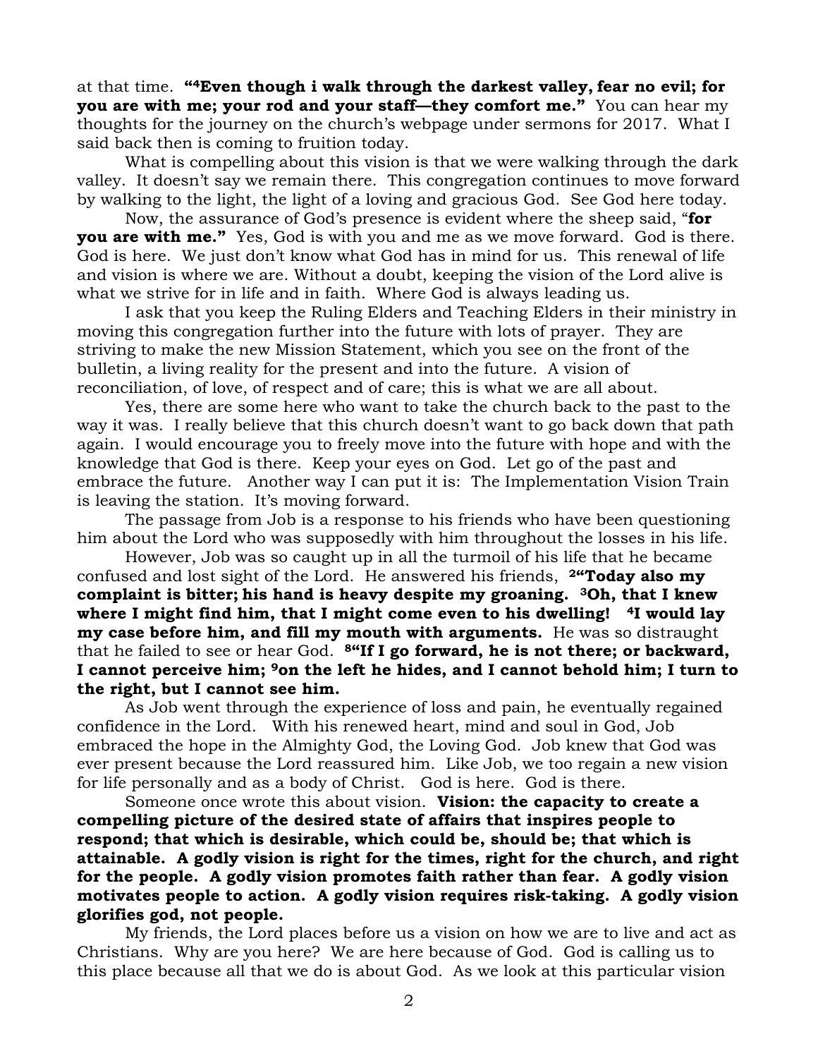at that time. **"[4]Even though i walk through the darkest valley, fear no evil; for you are with me; your rod and your staff—they comfort me."** You can hear my thoughts for the journey on the church's webpage under sermons for 2017. What I said back then is coming to fruition today.

What is compelling about this vision is that we were walking through the dark valley. It doesn't say we remain there. This congregation continues to move forward by walking to the light, the light of a loving and gracious God. See God here today.

Now, the assurance of God's presence is evident where the sheep said, "**for you are with me."** Yes, God is with you and me as we move forward. God is there. God is here. We just don't know what God has in mind for us. This renewal of life and vision is where we are. Without a doubt, keeping the vision of the Lord alive is what we strive for in life and in faith. Where God is always leading us.

I ask that you keep the Ruling Elders and Teaching Elders in their ministry in moving this congregation further into the future with lots of prayer. They are striving to make the new Mission Statement, which you see on the front of the bulletin, a living reality for the present and into the future. A vision of reconciliation, of love, of respect and of care; this is what we are all about.

Yes, there are some here who want to take the church back to the past to the way it was. I really believe that this church doesn't want to go back down that path again. I would encourage you to freely move into the future with hope and with the knowledge that God is there. Keep your eyes on God. Let go of the past and embrace the future. Another way I can put it is: The Implementation Vision Train is leaving the station. It's moving forward.

The passage from Job is a response to his friends who have been questioning him about the Lord who was supposedly with him throughout the losses in his life.

However, Job was so caught up in all the turmoil of his life that he became confused and lost sight of the Lord. He answered his friends, **[2]"Today also my complaint is bitter; his hand is heavy despite my groaning. [3]Oh, that I knew where I might find him, that I might come even to his dwelling! [4]I would lay my case before him, and fill my mouth with arguments.** He was so distraught that he failed to see or hear God. **[8]"If I go forward, he is not there; or backward, I cannot perceive him; [9]on the left he hides, and I cannot behold him; I turn to the right, but I cannot see him.**

As Job went through the experience of loss and pain, he eventually regained confidence in the Lord. With his renewed heart, mind and soul in God, Job embraced the hope in the Almighty God, the Loving God. Job knew that God was ever present because the Lord reassured him. Like Job, we too regain a new vision for life personally and as a body of Christ. God is here. God is there.

Someone once wrote this about vision. **Vision: the capacity to create a compelling picture of the desired state of affairs that inspires people to respond; that which is desirable, which could be, should be; that which is attainable. A godly vision is right for the times, right for the church, and right for the people. A godly vision promotes faith rather than fear. A godly vision motivates people to action. A godly vision requires risk-taking. A godly vision glorifies god, not people.**

My friends, the Lord places before us a vision on how we are to live and act as Christians. Why are you here? We are here because of God. God is calling us to this place because all that we do is about God. As we look at this particular vision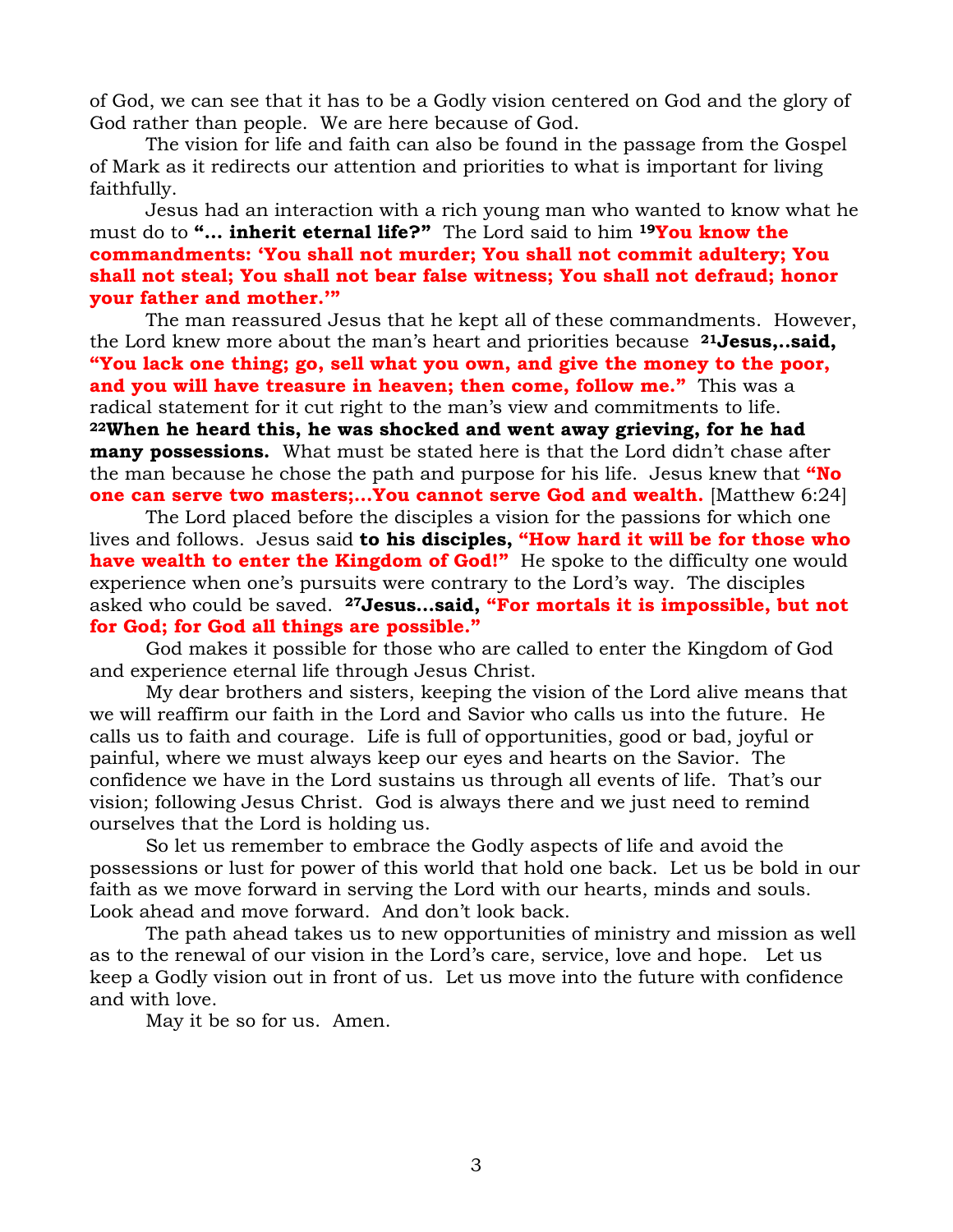of God, we can see that it has to be a Godly vision centered on God and the glory of God rather than people. We are here because of God.

The vision for life and faith can also be found in the passage from the Gospel of Mark as it redirects our attention and priorities to what is important for living faithfully.

Jesus had an interaction with a rich young man who wanted to know what he must do to **"… inherit eternal life?"** The Lord said to him **[19]You know the commandments: 'You shall not murder; You shall not commit adultery; You shall not steal; You shall not bear false witness; You shall not defraud; honor your father and mother.'"**

The man reassured Jesus that he kept all of these commandments. However, the Lord knew more about the man's heart and priorities because **[21]Jesus,..said, "You lack one thing; go, sell what you own, and give the money to the poor, and you will have treasure in heaven; then come, follow me."** This was a radical statement for it cut right to the man's view and commitments to life. **[22]When he heard this, he was shocked and went away grieving, for he had many possessions.** What must be stated here is that the Lord didn't chase after the man because he chose the path and purpose for his life. Jesus knew that **"No one can serve two masters;…You cannot serve God and wealth.** [Matthew 6:24]

The Lord placed before the disciples a vision for the passions for which one lives and follows. Jesus said **to his disciples, "How hard it will be for those who have wealth to enter the Kingdom of God!"** He spoke to the difficulty one would experience when one's pursuits were contrary to the Lord's way. The disciples asked who could be saved. **[27]Jesus…said, "For mortals it is impossible, but not for God; for God all things are possible."**

God makes it possible for those who are called to enter the Kingdom of God and experience eternal life through Jesus Christ.

My dear brothers and sisters, keeping the vision of the Lord alive means that we will reaffirm our faith in the Lord and Savior who calls us into the future. He calls us to faith and courage. Life is full of opportunities, good or bad, joyful or painful, where we must always keep our eyes and hearts on the Savior. The confidence we have in the Lord sustains us through all events of life. That's our vision; following Jesus Christ. God is always there and we just need to remind ourselves that the Lord is holding us.

So let us remember to embrace the Godly aspects of life and avoid the possessions or lust for power of this world that hold one back. Let us be bold in our faith as we move forward in serving the Lord with our hearts, minds and souls. Look ahead and move forward. And don't look back.

The path ahead takes us to new opportunities of ministry and mission as well as to the renewal of our vision in the Lord's care, service, love and hope. Let us keep a Godly vision out in front of us. Let us move into the future with confidence and with love.

May it be so for us. Amen.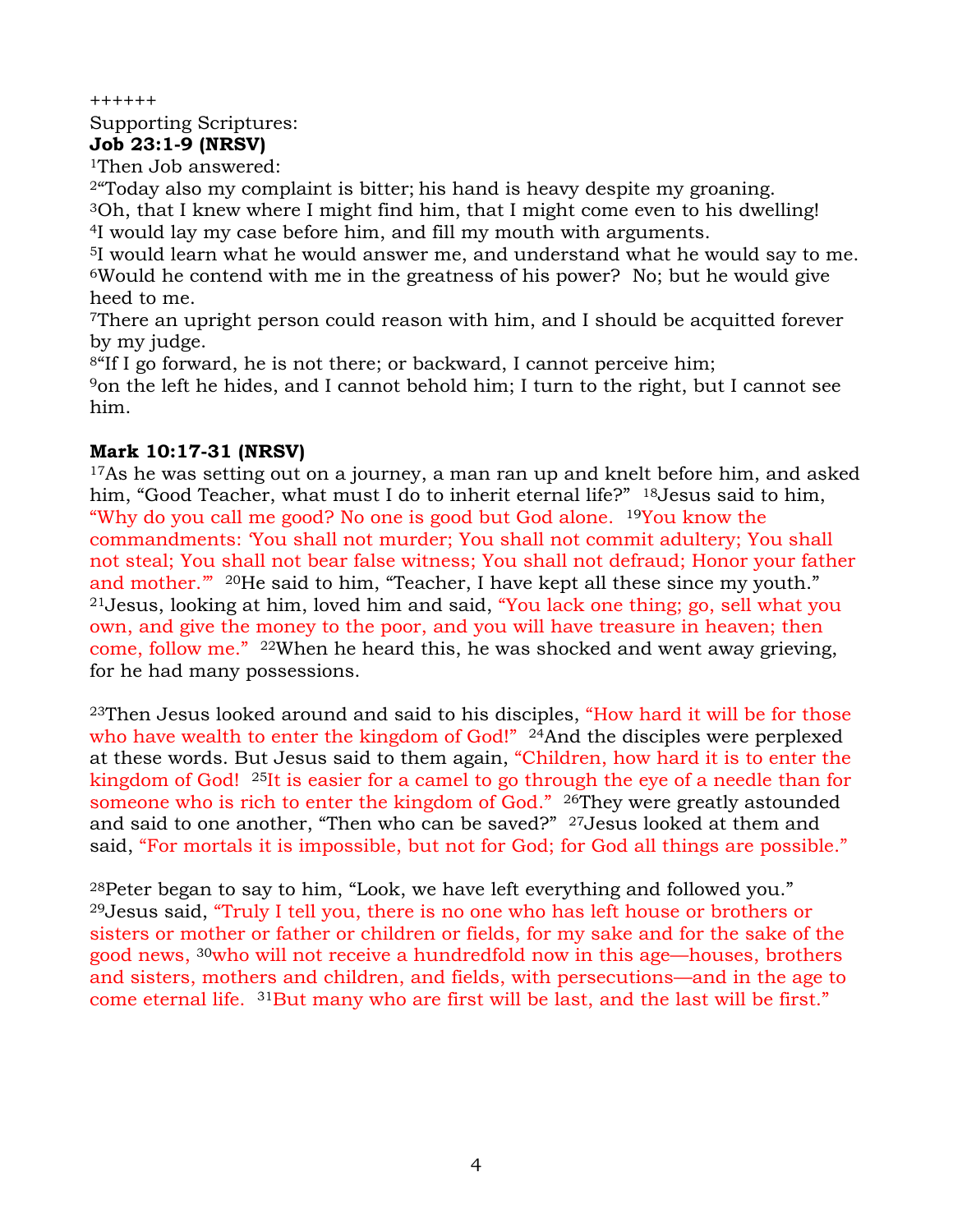++++++

Supporting Scriptures:

**Job 23:1-9 (NRSV)**

[1]Then Job answered:
[2]"Today also my complaint is bitter; his hand is heavy despite my groaning.
[3]Oh, that I knew where I might find him, that I might come even to his dwelling!
[4]I would lay my case before him, and fill my mouth with arguments.
[5]I would learn what he would answer me, and understand what he would say to me.
[6]Would he contend with me in the greatness of his power? No; but he would give heed to me.
[7]There an upright person could reason with him, and I should be acquitted forever by my judge.
[8]"If I go forward, he is not there; or backward, I cannot perceive him;
[9]on the left he hides, and I cannot behold him; I turn to the right, but I cannot see him.

**Mark 10:17-31 (NRSV)**

[17]As he was setting out on a journey, a man ran up and knelt before him, and asked him, "Good Teacher, what must I do to inherit eternal life?" [18]Jesus said to him, "Why do you call me good? No one is good but God alone. [19]You know the commandments: 'You shall not murder; You shall not commit adultery; You shall not steal; You shall not bear false witness; You shall not defraud; Honor your father and mother.'" [20]He said to him, "Teacher, I have kept all these since my youth." [21]Jesus, looking at him, loved him and said, "You lack one thing; go, sell what you own, and give the money to the poor, and you will have treasure in heaven; then come, follow me." [22]When he heard this, he was shocked and went away grieving, for he had many possessions.

[23]Then Jesus looked around and said to his disciples, "How hard it will be for those who have wealth to enter the kingdom of God!" [24]And the disciples were perplexed at these words. But Jesus said to them again, "Children, how hard it is to enter the kingdom of God! [25]It is easier for a camel to go through the eye of a needle than for someone who is rich to enter the kingdom of God." [26]They were greatly astounded and said to one another, "Then who can be saved?" [27]Jesus looked at them and said, "For mortals it is impossible, but not for God; for God all things are possible."

[28]Peter began to say to him, "Look, we have left everything and followed you." [29]Jesus said, "Truly I tell you, there is no one who has left house or brothers or sisters or mother or father or children or fields, for my sake and for the sake of the good news, [30]who will not receive a hundredfold now in this age—houses, brothers and sisters, mothers and children, and fields, with persecutions—and in the age to come eternal life. [31]But many who are first will be last, and the last will be first."